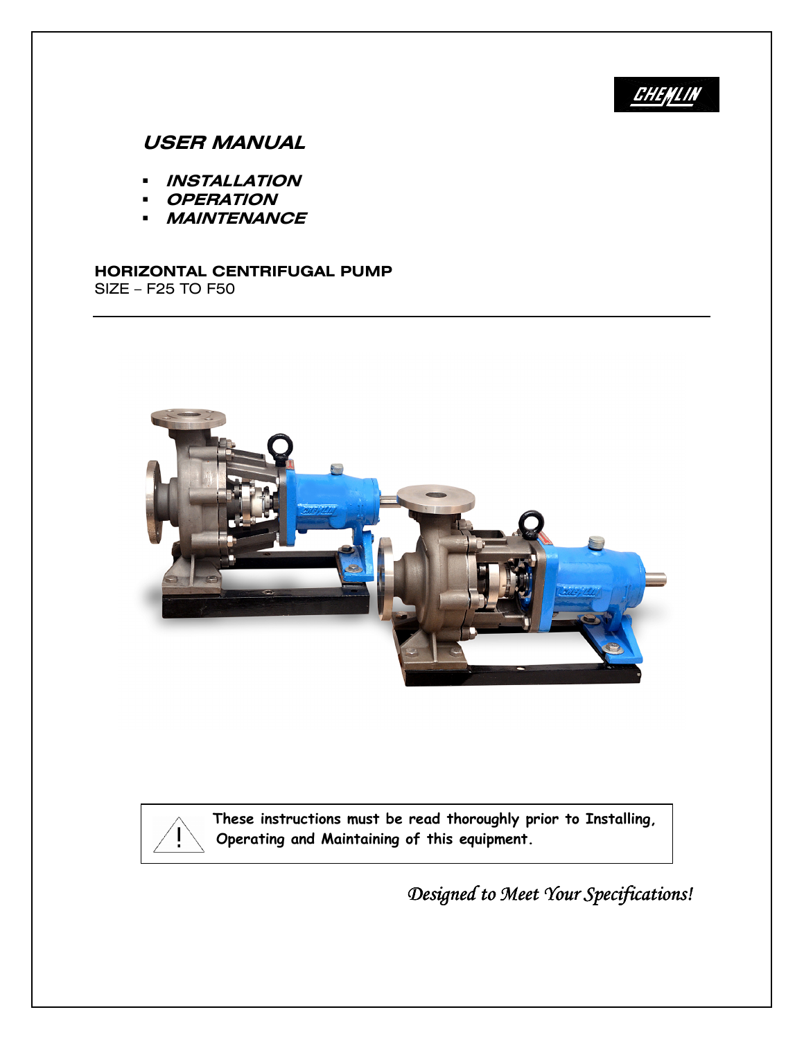CHEMLIN

# USER MANUAL

- ***INSTALLATION***
- ***OPERATION***
- ***MAINTENANCE***

**HORIZONTAL CENTRIFUGAL PUMP**
SIZE – F25 TO F50

---

> ⚠ These instructions must be read thoroughly prior to Installing, Operating and Maintaining of this equipment.

*Designed to Meet Your Specifications!*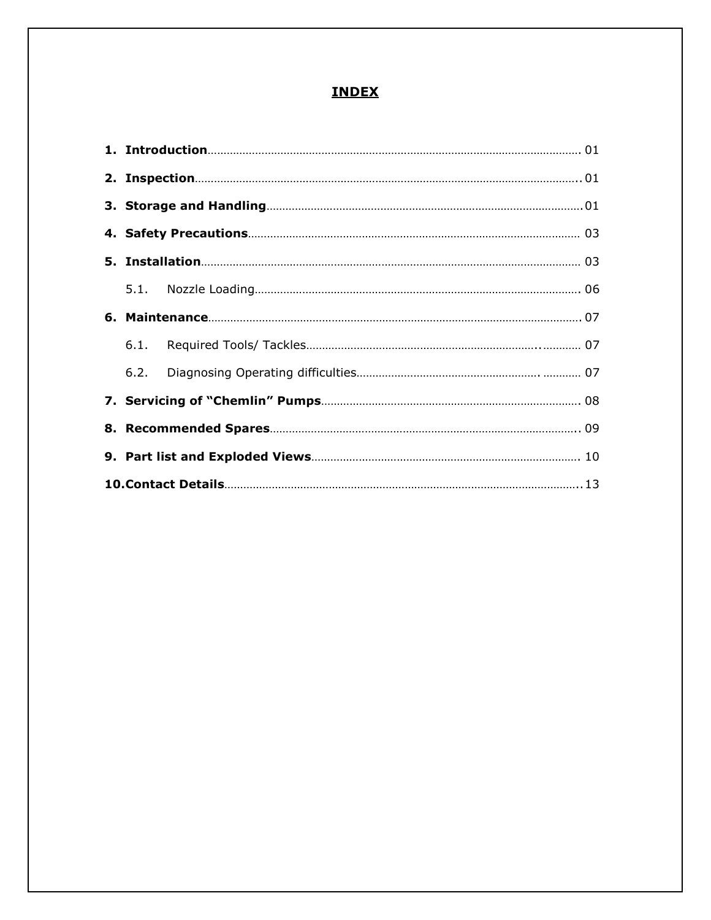# INDEX

1. **Introduction** ..................................................................................................... 01
2. **Inspection** ........................................................................................................ 01
3. **Storage and Handling** .................................................................................... 01
4. **Safety Precautions** ....................................................................................... 03
5. **Installation** ...................................................................................................... 03
    - 5.1. Nozzle Loading ............................................................................................ 06
6. **Maintenance** ................................................................................................... 07
    - 6.1. Required Tools/ Tackles ................................................................................ 07
    - 6.2. Diagnosing Operating difficulties .................................................................. 07
7. **Servicing of "Chemlin" Pumps** ...................................................................... 08
8. **Recommended Spares** ................................................................................... 09
9. **Part list and Exploded Views** ....................................................................... 10
10. **Contact Details** ............................................................................................... 13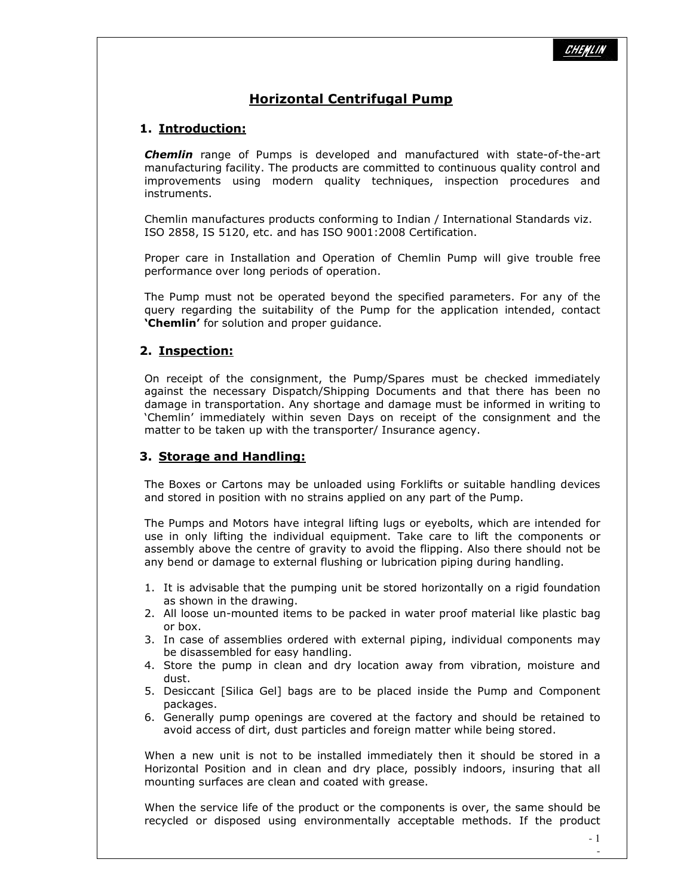# Horizontal Centrifugal Pump

## 1. Introduction:

***Chemlin*** range of Pumps is developed and manufactured with state-of-the-art manufacturing facility. The products are committed to continuous quality control and improvements using modern quality techniques, inspection procedures and instruments.

Chemlin manufactures products conforming to Indian / International Standards viz. ISO 2858, IS 5120, etc. and has ISO 9001:2008 Certification.

Proper care in Installation and Operation of Chemlin Pump will give trouble free performance over long periods of operation.

The Pump must not be operated beyond the specified parameters. For any of the query regarding the suitability of the Pump for the application intended, contact **'Chemlin'** for solution and proper guidance.

## 2. Inspection:

On receipt of the consignment, the Pump/Spares must be checked immediately against the necessary Dispatch/Shipping Documents and that there has been no damage in transportation. Any shortage and damage must be informed in writing to 'Chemlin' immediately within seven Days on receipt of the consignment and the matter to be taken up with the transporter/ Insurance agency.

## 3. Storage and Handling:

The Boxes or Cartons may be unloaded using Forklifts or suitable handling devices and stored in position with no strains applied on any part of the Pump.

The Pumps and Motors have integral lifting lugs or eyebolts, which are intended for use in only lifting the individual equipment. Take care to lift the components or assembly above the centre of gravity to avoid the flipping. Also there should not be any bend or damage to external flushing or lubrication piping during handling.

1. It is advisable that the pumping unit be stored horizontally on a rigid foundation as shown in the drawing.
2. All loose un-mounted items to be packed in water proof material like plastic bag or box.
3. In case of assemblies ordered with external piping, individual components may be disassembled for easy handling.
4. Store the pump in clean and dry location away from vibration, moisture and dust.
5. Desiccant [Silica Gel] bags are to be placed inside the Pump and Component packages.
6. Generally pump openings are covered at the factory and should be retained to avoid access of dirt, dust particles and foreign matter while being stored.

When a new unit is not to be installed immediately then it should be stored in a Horizontal Position and in clean and dry place, possibly indoors, insuring that all mounting surfaces are clean and coated with grease.

When the service life of the product or the components is over, the same should be recycled or disposed using environmentally acceptable methods. If the product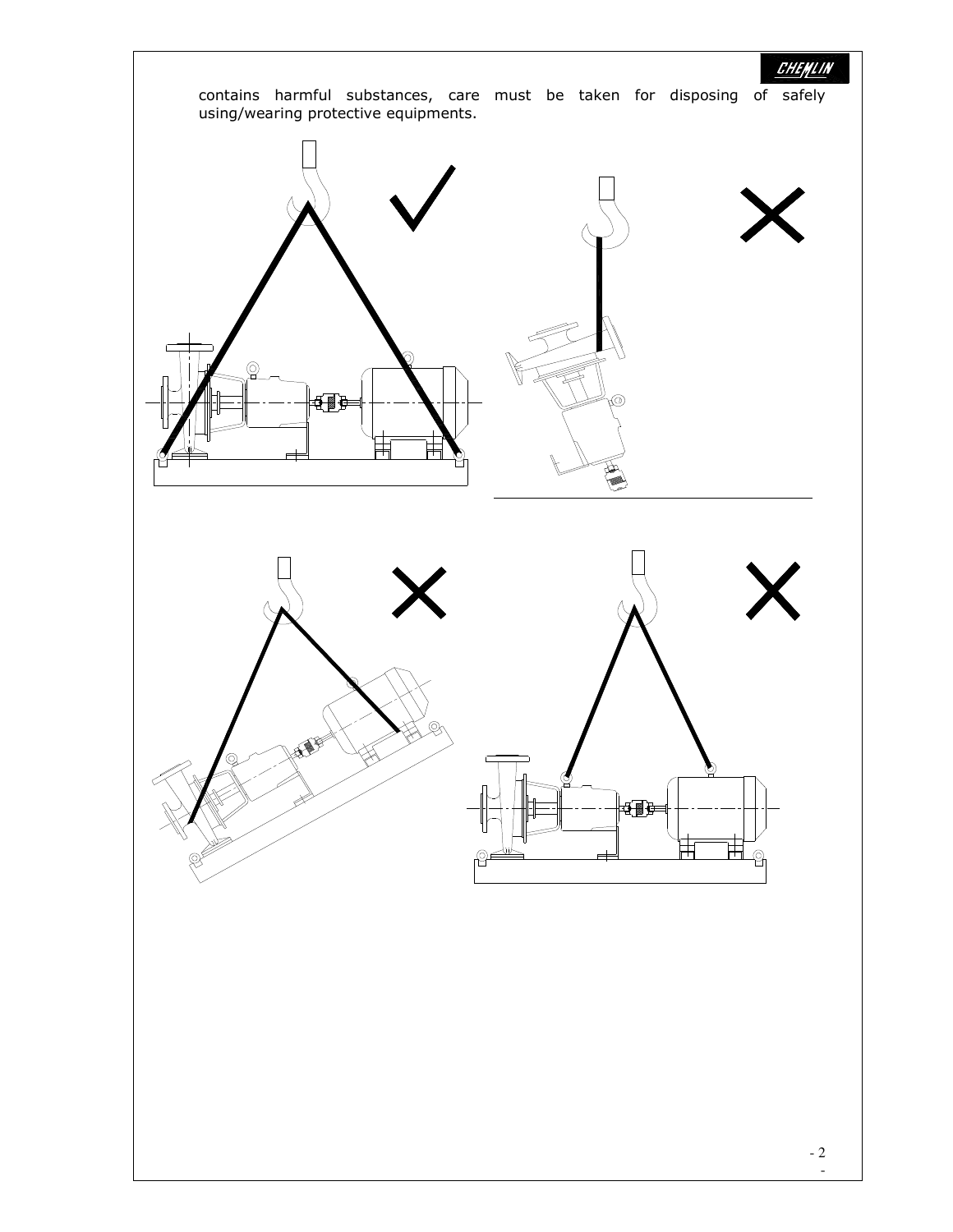contains harmful substances, care must be taken for disposing of safely using/wearing protective equipments.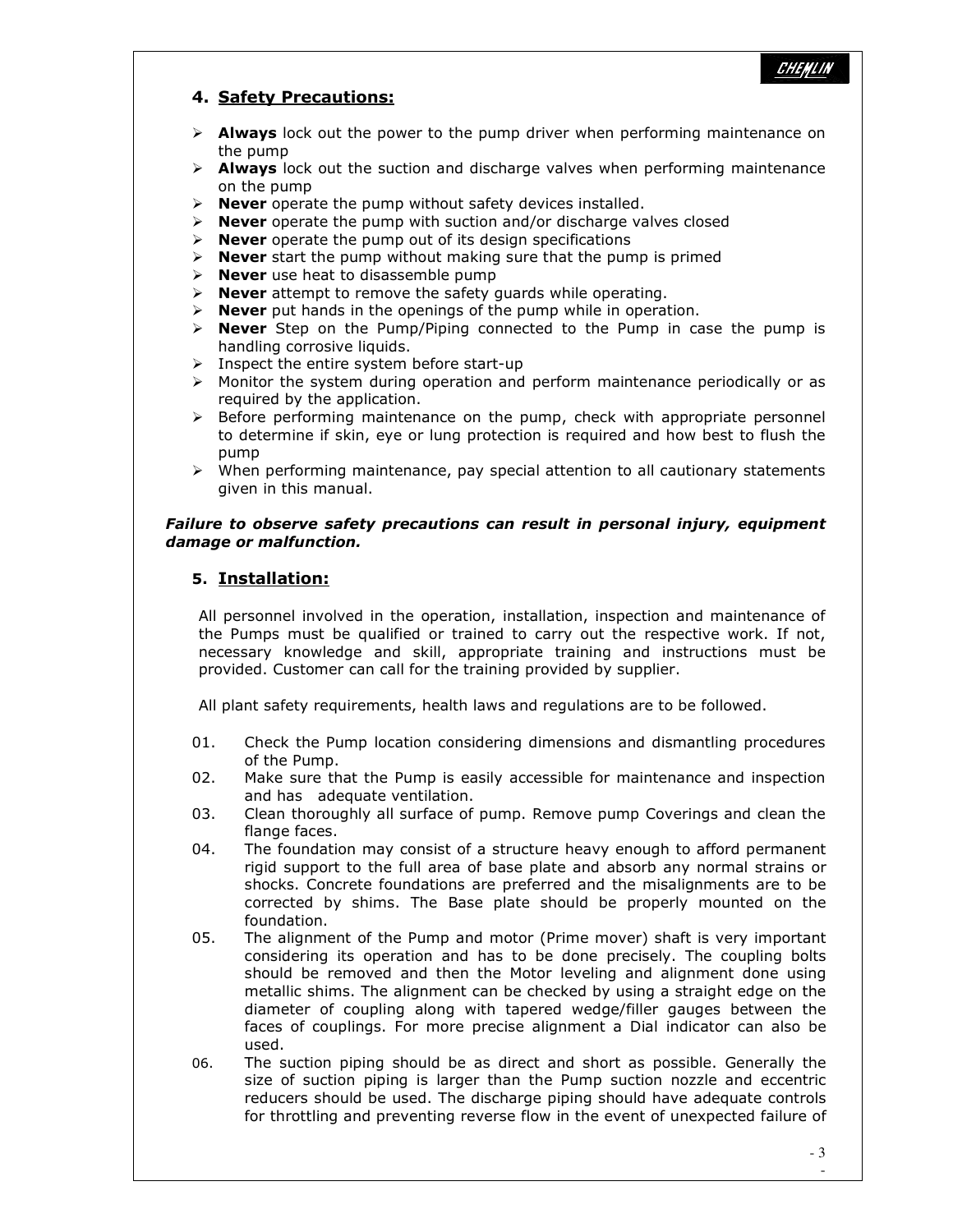## 4. Safety Precautions:

- **Always** lock out the power to the pump driver when performing maintenance on the pump
- **Always** lock out the suction and discharge valves when performing maintenance on the pump
- **Never** operate the pump without safety devices installed.
- **Never** operate the pump with suction and/or discharge valves closed
- **Never** operate the pump out of its design specifications
- **Never** start the pump without making sure that the pump is primed
- **Never** use heat to disassemble pump
- **Never** attempt to remove the safety guards while operating.
- **Never** put hands in the openings of the pump while in operation.
- **Never** Step on the Pump/Piping connected to the Pump in case the pump is handling corrosive liquids.
- Inspect the entire system before start-up
- Monitor the system during operation and perform maintenance periodically or as required by the application.
- Before performing maintenance on the pump, check with appropriate personnel to determine if skin, eye or lung protection is required and how best to flush the pump
- When performing maintenance, pay special attention to all cautionary statements given in this manual.

***Failure to observe safety precautions can result in personal injury, equipment damage or malfunction.***

## 5. Installation:

All personnel involved in the operation, installation, inspection and maintenance of the Pumps must be qualified or trained to carry out the respective work. If not, necessary knowledge and skill, appropriate training and instructions must be provided. Customer can call for the training provided by supplier.

All plant safety requirements, health laws and regulations are to be followed.

01. Check the Pump location considering dimensions and dismantling procedures of the Pump.
02. Make sure that the Pump is easily accessible for maintenance and inspection and has adequate ventilation.
03. Clean thoroughly all surface of pump. Remove pump Coverings and clean the flange faces.
04. The foundation may consist of a structure heavy enough to afford permanent rigid support to the full area of base plate and absorb any normal strains or shocks. Concrete foundations are preferred and the misalignments are to be corrected by shims. The Base plate should be properly mounted on the foundation.
05. The alignment of the Pump and motor (Prime mover) shaft is very important considering its operation and has to be done precisely. The coupling bolts should be removed and then the Motor leveling and alignment done using metallic shims. The alignment can be checked by using a straight edge on the diameter of coupling along with tapered wedge/filler gauges between the faces of couplings. For more precise alignment a Dial indicator can also be used.
06. The suction piping should be as direct and short as possible. Generally the size of suction piping is larger than the Pump suction nozzle and eccentric reducers should be used. The discharge piping should have adequate controls for throttling and preventing reverse flow in the event of unexpected failure of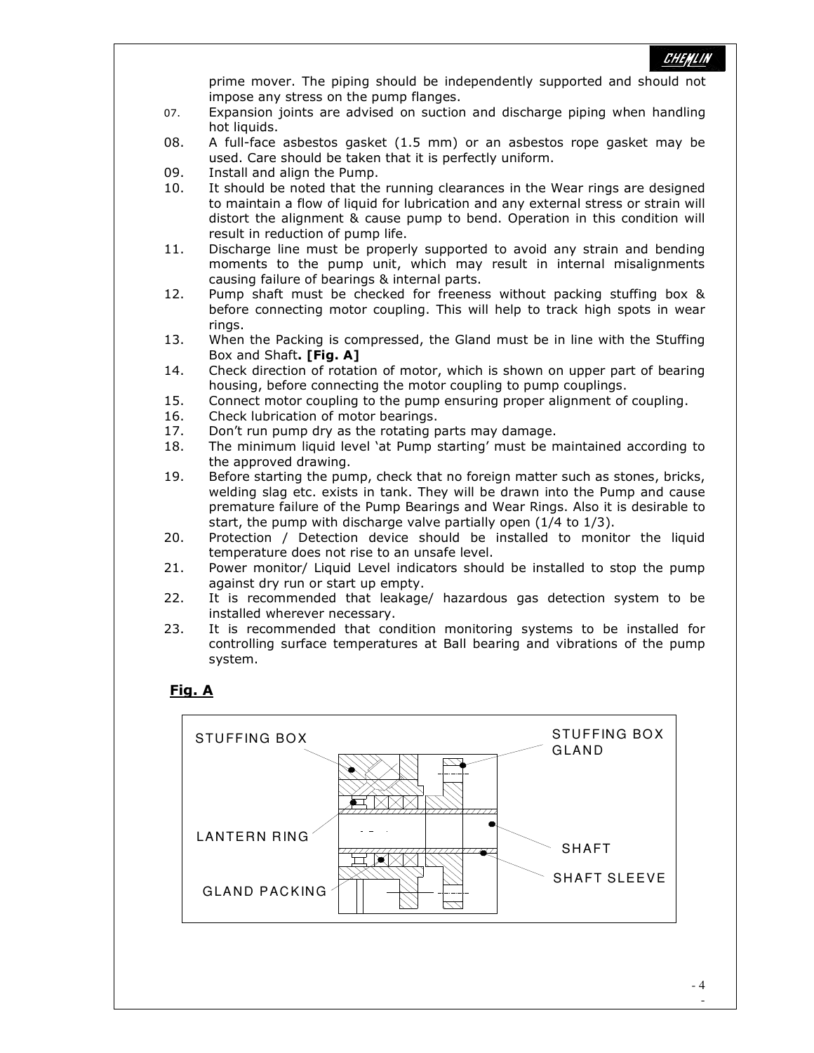prime mover. The piping should be independently supported and should not impose any stress on the pump flanges.

07. Expansion joints are advised on suction and discharge piping when handling hot liquids.
08. A full-face asbestos gasket (1.5 mm) or an asbestos rope gasket may be used. Care should be taken that it is perfectly uniform.
09. Install and align the Pump.
10. It should be noted that the running clearances in the Wear rings are designed to maintain a flow of liquid for lubrication and any external stress or strain will distort the alignment & cause pump to bend. Operation in this condition will result in reduction of pump life.
11. Discharge line must be properly supported to avoid any strain and bending moments to the pump unit, which may result in internal misalignments causing failure of bearings & internal parts.
12. Pump shaft must be checked for freeness without packing stuffing box & before connecting motor coupling. This will help to track high spots in wear rings.
13. When the Packing is compressed, the Gland must be in line with the Stuffing Box and Shaft**. [Fig. A]**
14. Check direction of rotation of motor, which is shown on upper part of bearing housing, before connecting the motor coupling to pump couplings.
15. Connect motor coupling to the pump ensuring proper alignment of coupling.
16. Check lubrication of motor bearings.
17. Don't run pump dry as the rotating parts may damage.
18. The minimum liquid level 'at Pump starting' must be maintained according to the approved drawing.
19. Before starting the pump, check that no foreign matter such as stones, bricks, welding slag etc. exists in tank. They will be drawn into the Pump and cause premature failure of the Pump Bearings and Wear Rings. Also it is desirable to start, the pump with discharge valve partially open (1/4 to 1/3).
20. Protection / Detection device should be installed to monitor the liquid temperature does not rise to an unsafe level.
21. Power monitor/ Liquid Level indicators should be installed to stop the pump against dry run or start up empty.
22. It is recommended that leakage/ hazardous gas detection system to be installed wherever necessary.
23. It is recommended that condition monitoring systems to be installed for controlling surface temperatures at Ball bearing and vibrations of the pump system.

**Fig. A**

STUFFING BOX

STUFFING BOX GLAND

LANTERN RING

SHAFT

SHAFT SLEEVE

GLAND PACKING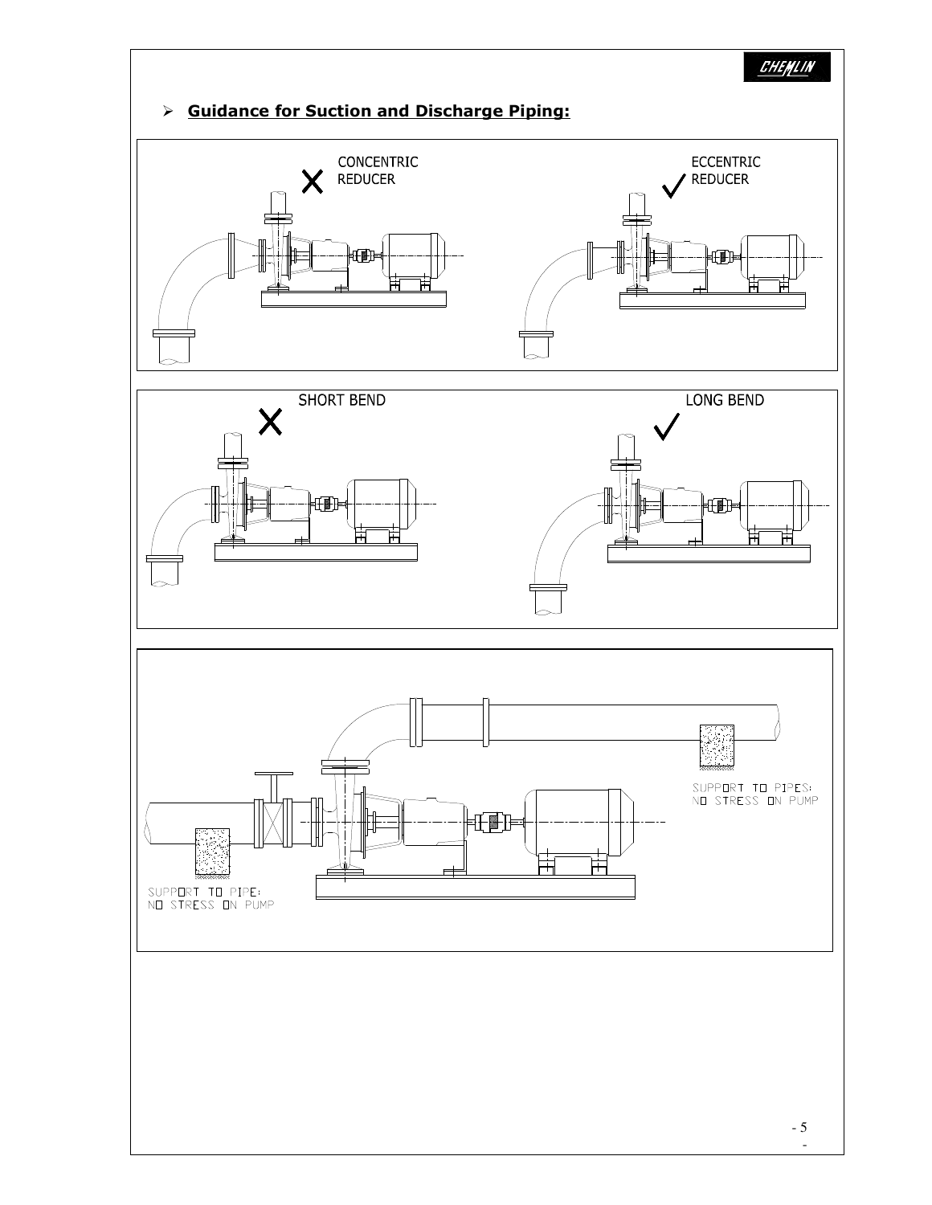## Guidance for Suction and Discharge Piping:

CONCENTRIC REDUCER ✗

ECCENTRIC REDUCER ✓

SHORT BEND ✗

LONG BEND ✓

SUPPORT TO PIPES: NO STRESS ON PUMP

SUPPORT TO PIPE: NO STRESS ON PUMP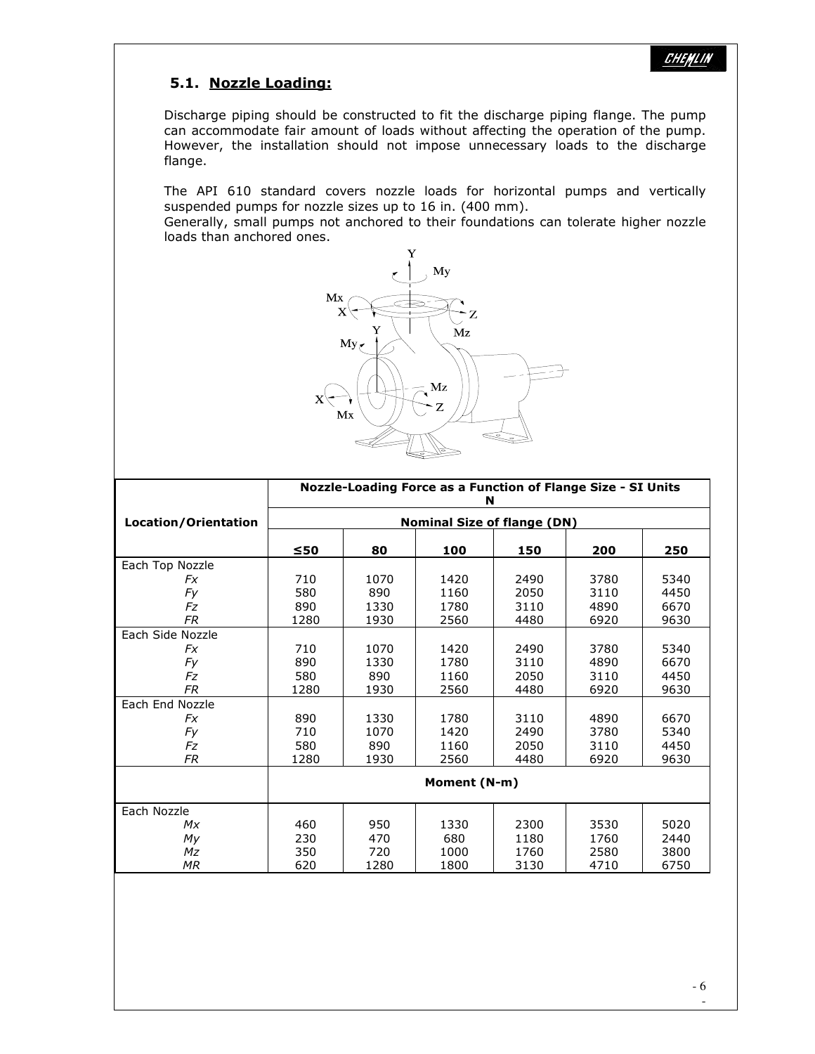## 5.1. Nozzle Loading:

Discharge piping should be constructed to fit the discharge piping flange. The pump can accommodate fair amount of loads without affecting the operation of the pump. However, the installation should not impose unnecessary loads to the discharge flange.

The API 610 standard covers nozzle loads for horizontal pumps and vertically suspended pumps for nozzle sizes up to 16 in. (400 mm).
Generally, small pumps not anchored to their foundations can tolerate higher nozzle loads than anchored ones.

| Location/Orientation | Nozzle-Loading Force as a Function of Flange Size - SI Units N | | | | | |
|---|---|---|---|---|---|---|
| | Nominal Size of flange (DN) | | | | | |
| | ≤50 | 80 | 100 | 150 | 200 | 250 |
| Each Top Nozzle | | | | | | |
| *Fx* | 710 | 1070 | 1420 | 2490 | 3780 | 5340 |
| *Fy* | 580 | 890 | 1160 | 2050 | 3110 | 4450 |
| *Fz* | 890 | 1330 | 1780 | 3110 | 4890 | 6670 |
| *FR* | 1280 | 1930 | 2560 | 4480 | 6920 | 9630 |
| Each Side Nozzle | | | | | | |
| *Fx* | 710 | 1070 | 1420 | 2490 | 3780 | 5340 |
| *Fy* | 890 | 1330 | 1780 | 3110 | 4890 | 6670 |
| *Fz* | 580 | 890 | 1160 | 2050 | 3110 | 4450 |
| *FR* | 1280 | 1930 | 2560 | 4480 | 6920 | 9630 |
| Each End Nozzle | | | | | | |
| *Fx* | 890 | 1330 | 1780 | 3110 | 4890 | 6670 |
| *Fy* | 710 | 1070 | 1420 | 2490 | 3780 | 5340 |
| *Fz* | 580 | 890 | 1160 | 2050 | 3110 | 4450 |
| *FR* | 1280 | 1930 | 2560 | 4480 | 6920 | 9630 |
| | Moment (N-m) | | | | | |
| Each Nozzle | | | | | | |
| *Mx* | 460 | 950 | 1330 | 2300 | 3530 | 5020 |
| *My* | 230 | 470 | 680 | 1180 | 1760 | 2440 |
| *Mz* | 350 | 720 | 1000 | 1760 | 2580 | 3800 |
| *MR* | 620 | 1280 | 1800 | 3130 | 4710 | 6750 |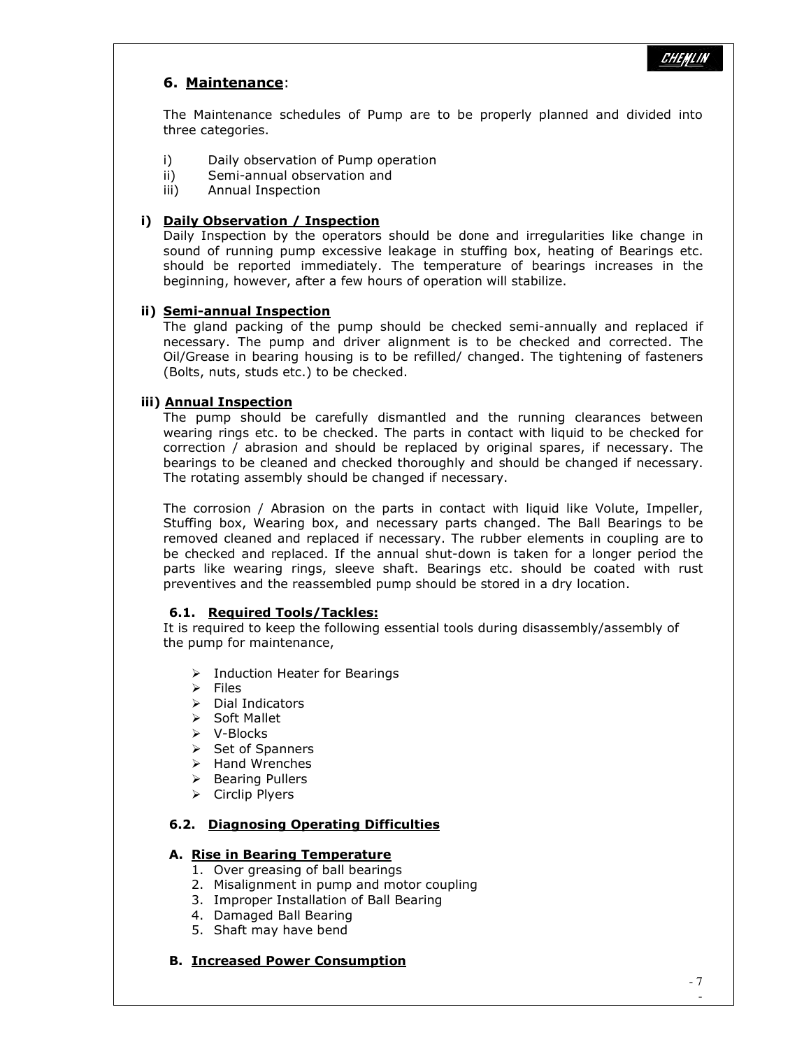## 6. Maintenance:

The Maintenance schedules of Pump are to be properly planned and divided into three categories.

i) Daily observation of Pump operation
ii) Semi-annual observation and
iii) Annual Inspection

### i) Daily Observation / Inspection

Daily Inspection by the operators should be done and irregularities like change in sound of running pump excessive leakage in stuffing box, heating of Bearings etc. should be reported immediately. The temperature of bearings increases in the beginning, however, after a few hours of operation will stabilize.

### ii) Semi-annual Inspection

The gland packing of the pump should be checked semi-annually and replaced if necessary. The pump and driver alignment is to be checked and corrected. The Oil/Grease in bearing housing is to be refilled/ changed. The tightening of fasteners (Bolts, nuts, studs etc.) to be checked.

### iii) Annual Inspection

The pump should be carefully dismantled and the running clearances between wearing rings etc. to be checked. The parts in contact with liquid to be checked for correction / abrasion and should be replaced by original spares, if necessary. The bearings to be cleaned and checked thoroughly and should be changed if necessary. The rotating assembly should be changed if necessary.

The corrosion / Abrasion on the parts in contact with liquid like Volute, Impeller, Stuffing box, Wearing box, and necessary parts changed. The Ball Bearings to be removed cleaned and replaced if necessary. The rubber elements in coupling are to be checked and replaced. If the annual shut-down is taken for a longer period the parts like wearing rings, sleeve shaft. Bearings etc. should be coated with rust preventives and the reassembled pump should be stored in a dry location.

### 6.1. Required Tools/Tackles:

It is required to keep the following essential tools during disassembly/assembly of the pump for maintenance,

- Induction Heater for Bearings
- Files
- Dial Indicators
- Soft Mallet
- V-Blocks
- Set of Spanners
- Hand Wrenches
- Bearing Pullers
- Circlip Plyers

### 6.2. Diagnosing Operating Difficulties

#### A. Rise in Bearing Temperature

1. Over greasing of ball bearings
2. Misalignment in pump and motor coupling
3. Improper Installation of Ball Bearing
4. Damaged Ball Bearing
5. Shaft may have bend

#### B. Increased Power Consumption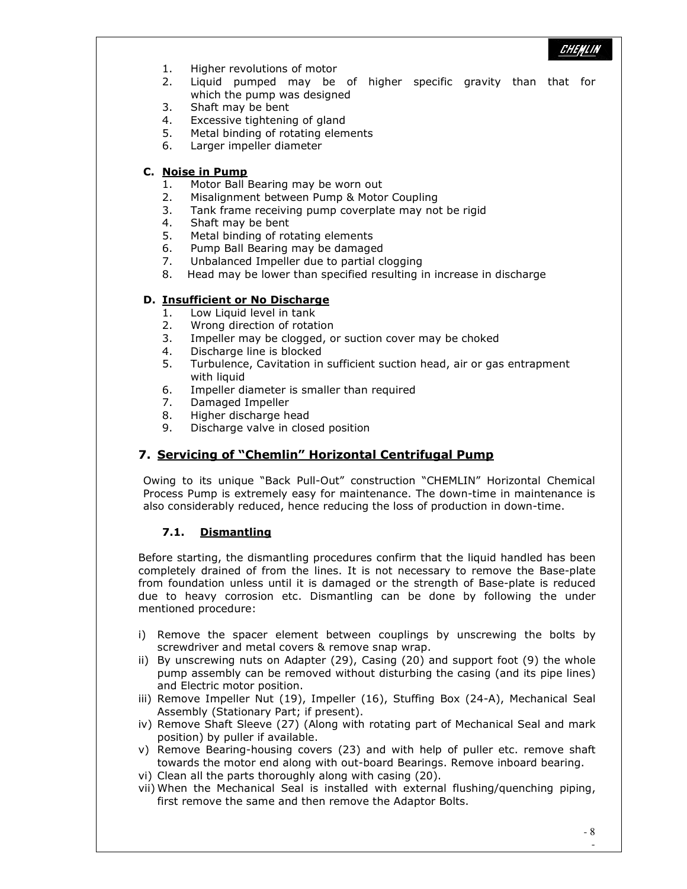1. Higher revolutions of motor
2. Liquid pumped may be of higher specific gravity than that for which the pump was designed
3. Shaft may be bent
4. Excessive tightening of gland
5. Metal binding of rotating elements
6. Larger impeller diameter

**C. Noise in Pump**

1. Motor Ball Bearing may be worn out
2. Misalignment between Pump & Motor Coupling
3. Tank frame receiving pump coverplate may not be rigid
4. Shaft may be bent
5. Metal binding of rotating elements
6. Pump Ball Bearing may be damaged
7. Unbalanced Impeller due to partial clogging
8. Head may be lower than specified resulting in increase in discharge

**D. Insufficient or No Discharge**

1. Low Liquid level in tank
2. Wrong direction of rotation
3. Impeller may be clogged, or suction cover may be choked
4. Discharge line is blocked
5. Turbulence, Cavitation in sufficient suction head, air or gas entrapment with liquid
6. Impeller diameter is smaller than required
7. Damaged Impeller
8. Higher discharge head
9. Discharge valve in closed position

## 7. Servicing of "Chemlin" Horizontal Centrifugal Pump

Owing to its unique "Back Pull-Out" construction "CHEMLIN" Horizontal Chemical Process Pump is extremely easy for maintenance. The down-time in maintenance is also considerably reduced, hence reducing the loss of production in down-time.

### 7.1. Dismantling

Before starting, the dismantling procedures confirm that the liquid handled has been completely drained of from the lines. It is not necessary to remove the Base-plate from foundation unless until it is damaged or the strength of Base-plate is reduced due to heavy corrosion etc. Dismantling can be done by following the under mentioned procedure:

i) Remove the spacer element between couplings by unscrewing the bolts by screwdriver and metal covers & remove snap wrap.
ii) By unscrewing nuts on Adapter (29), Casing (20) and support foot (9) the whole pump assembly can be removed without disturbing the casing (and its pipe lines) and Electric motor position.
iii) Remove Impeller Nut (19), Impeller (16), Stuffing Box (24-A), Mechanical Seal Assembly (Stationary Part; if present).
iv) Remove Shaft Sleeve (27) (Along with rotating part of Mechanical Seal and mark position) by puller if available.
v) Remove Bearing-housing covers (23) and with help of puller etc. remove shaft towards the motor end along with out-board Bearings. Remove inboard bearing.
vi) Clean all the parts thoroughly along with casing (20).
vii) When the Mechanical Seal is installed with external flushing/quenching piping, first remove the same and then remove the Adaptor Bolts.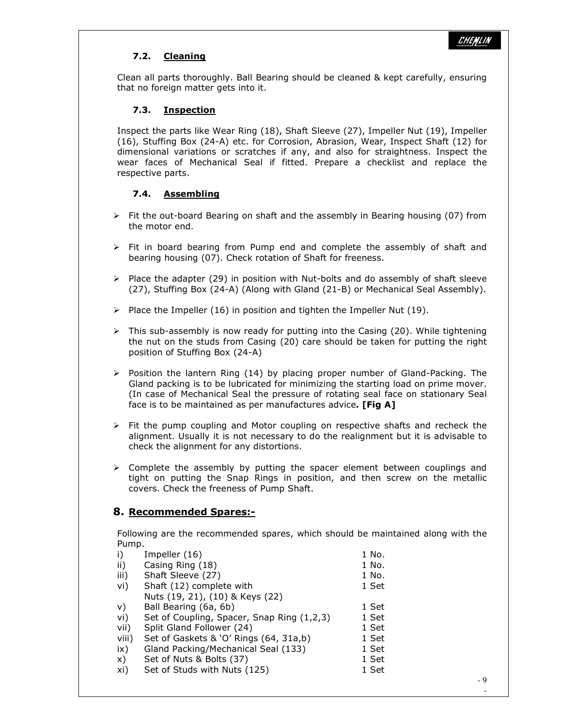### 7.2. Cleaning

Clean all parts thoroughly. Ball Bearing should be cleaned & kept carefully, ensuring that no foreign matter gets into it.

### 7.3. Inspection

Inspect the parts like Wear Ring (18), Shaft Sleeve (27), Impeller Nut (19), Impeller (16), Stuffing Box (24-A) etc. for Corrosion, Abrasion, Wear, Inspect Shaft (12) for dimensional variations or scratches if any, and also for straightness. Inspect the wear faces of Mechanical Seal if fitted. Prepare a checklist and replace the respective parts.

### 7.4. Assembling

- Fit the out-board Bearing on shaft and the assembly in Bearing housing (07) from the motor end.
- Fit in board bearing from Pump end and complete the assembly of shaft and bearing housing (07). Check rotation of Shaft for freeness.
- Place the adapter (29) in position with Nut-bolts and do assembly of shaft sleeve (27), Stuffing Box (24-A) (Along with Gland (21-B) or Mechanical Seal Assembly).
- Place the Impeller (16) in position and tighten the Impeller Nut (19).
- This sub-assembly is now ready for putting into the Casing (20). While tightening the nut on the studs from Casing (20) care should be taken for putting the right position of Stuffing Box (24-A)
- Position the lantern Ring (14) by placing proper number of Gland-Packing. The Gland packing is to be lubricated for minimizing the starting load on prime mover. (In case of Mechanical Seal the pressure of rotating seal face on stationary Seal face is to be maintained as per manufactures advice**. [Fig A]**
- Fit the pump coupling and Motor coupling on respective shafts and recheck the alignment. Usually it is not necessary to do the realignment but it is advisable to check the alignment for any distortions.
- Complete the assembly by putting the spacer element between couplings and tight on putting the Snap Rings in position, and then screw on the metallic covers. Check the freeness of Pump Shaft.

## 8. Recommended Spares:-

Following are the recommended spares, which should be maintained along with the Pump.

| | | |
|---|---|---|
| i) | Impeller (16) | 1 No. |
| ii) | Casing Ring (18) | 1 No. |
| iii) | Shaft Sleeve (27) | 1 No. |
| vi) | Shaft (12) complete with Nuts (19, 21), (10) & Keys (22) | 1 Set |
| v) | Ball Bearing (6a, 6b) | 1 Set |
| vi) | Set of Coupling, Spacer, Snap Ring (1,2,3) | 1 Set |
| vii) | Split Gland Follower (24) | 1 Set |
| viii) | Set of Gaskets & 'O' Rings (64, 31a,b) | 1 Set |
| ix) | Gland Packing/Mechanical Seal (133) | 1 Set |
| x) | Set of Nuts & Bolts (37) | 1 Set |
| xi) | Set of Studs with Nuts (125) | 1 Set |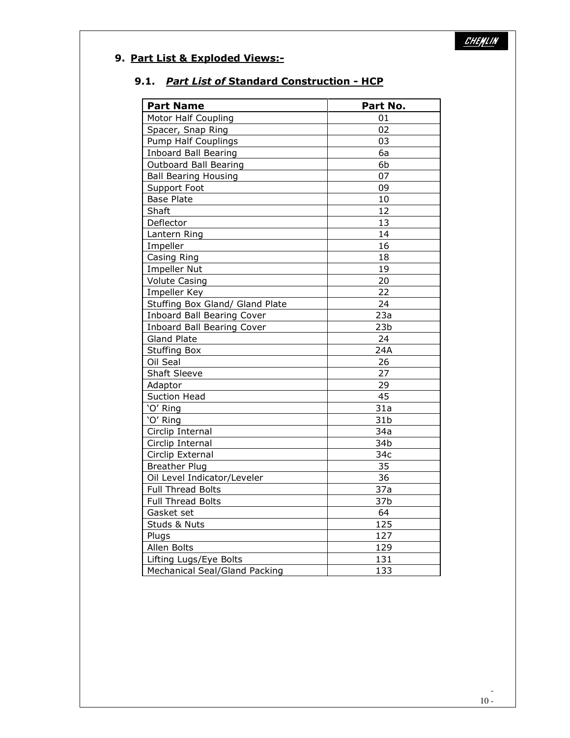## 9. Part List & Exploded Views:-

### 9.1. *Part List of* Standard Construction - HCP

| Part Name | Part No. |
|---|---|
| Motor Half Coupling | 01 |
| Spacer, Snap Ring | 02 |
| Pump Half Couplings | 03 |
| Inboard Ball Bearing | 6a |
| Outboard Ball Bearing | 6b |
| Ball Bearing Housing | 07 |
| Support Foot | 09 |
| Base Plate | 10 |
| Shaft | 12 |
| Deflector | 13 |
| Lantern Ring | 14 |
| Impeller | 16 |
| Casing Ring | 18 |
| Impeller Nut | 19 |
| Volute Casing | 20 |
| Impeller Key | 22 |
| Stuffing Box Gland/ Gland Plate | 24 |
| Inboard Ball Bearing Cover | 23a |
| Inboard Ball Bearing Cover | 23b |
| Gland Plate | 24 |
| Stuffing Box | 24A |
| Oil Seal | 26 |
| Shaft Sleeve | 27 |
| Adaptor | 29 |
| Suction Head | 45 |
| 'O' Ring | 31a |
| 'O' Ring | 31b |
| Circlip Internal | 34a |
| Circlip Internal | 34b |
| Circlip External | 34c |
| Breather Plug | 35 |
| Oil Level Indicator/Leveler | 36 |
| Full Thread Bolts | 37a |
| Full Thread Bolts | 37b |
| Gasket set | 64 |
| Studs & Nuts | 125 |
| Plugs | 127 |
| Allen Bolts | 129 |
| Lifting Lugs/Eye Bolts | 131 |
| Mechanical Seal/Gland Packing | 133 |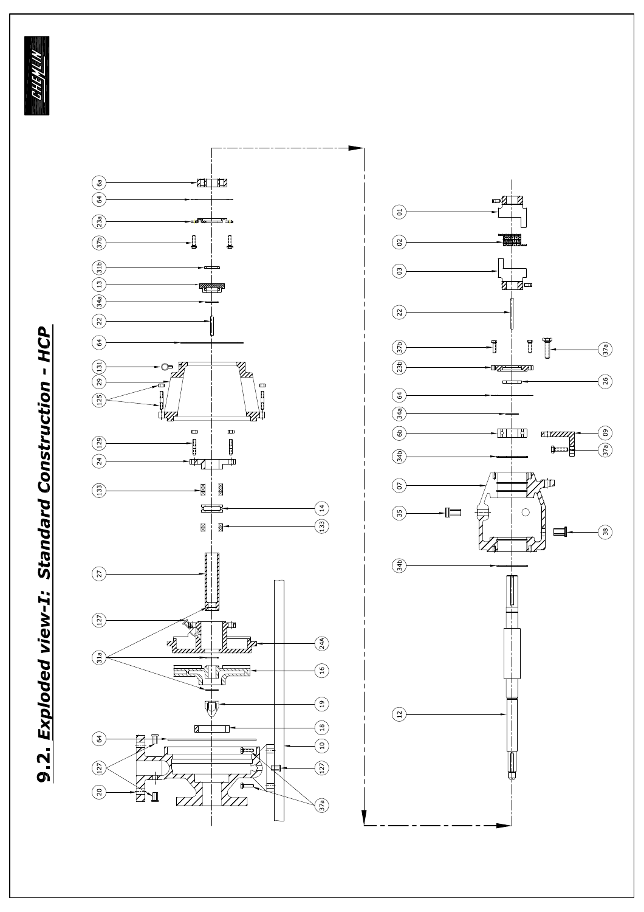# 9.2. Exploded view-I: Standard Construction - HCP

6a
64
23a
37b
31b
13
34a
22
64
131
29
125
129
24
133
14
133
27
127
31a
24A
16
19
18
64
10
127
127
20
37a

01
02
03
22
37b
37a
23b
26
64
34a
6b
09
34b
37a
07
35
38
34b
12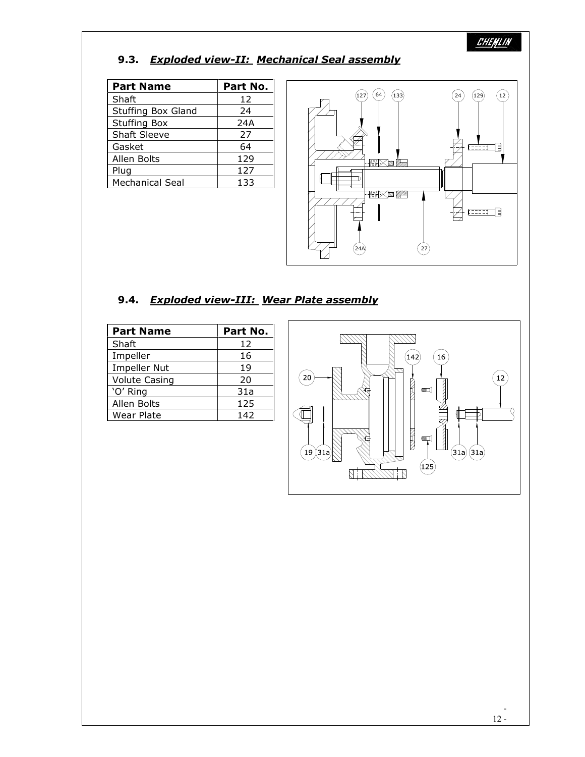## 9.3. ***Exploded view-II: Mechanical Seal assembly***

| Part Name | Part No. |
|---|---|
| Shaft | 12 |
| Stuffing Box Gland | 24 |
| Stuffing Box | 24A |
| Shaft Sleeve | 27 |
| Gasket | 64 |
| Allen Bolts | 129 |
| Plug | 127 |
| Mechanical Seal | 133 |

## 9.4. ***Exploded view-III: Wear Plate assembly***

| Part Name | Part No. |
|---|---|
| Shaft | 12 |
| Impeller | 16 |
| Impeller Nut | 19 |
| Volute Casing | 20 |
| 'O' Ring | 31a |
| Allen Bolts | 125 |
| Wear Plate | 142 |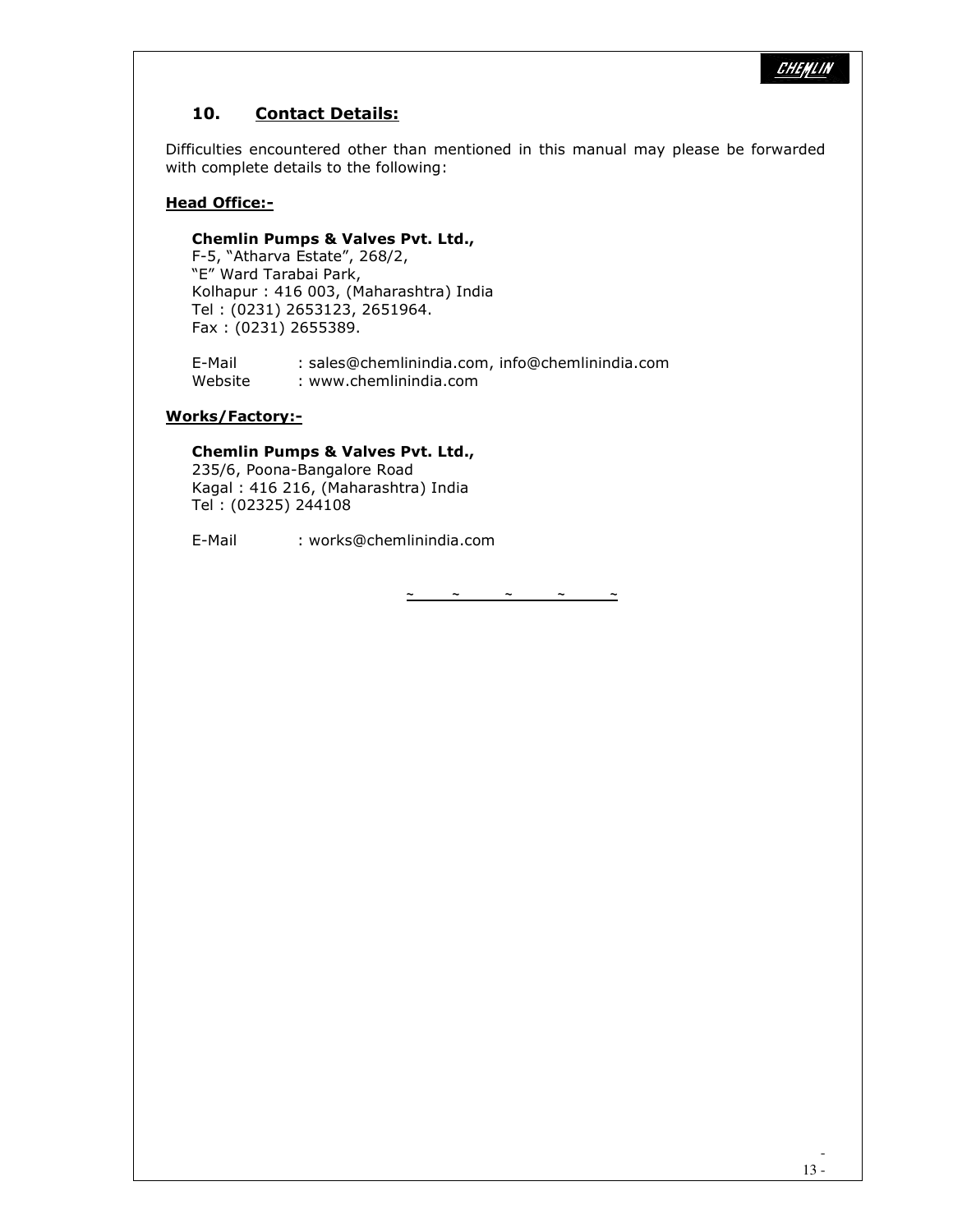## 10. Contact Details:

Difficulties encountered other than mentioned in this manual may please be forwarded with complete details to the following:

**Head Office:-**

**Chemlin Pumps & Valves Pvt. Ltd.,**
F-5, "Atharva Estate", 268/2,
"E" Ward Tarabai Park,
Kolhapur : 416 003, (Maharashtra) India
Tel : (0231) 2653123, 2651964.
Fax : (0231) 2655389.

E-Mail : sales@chemlinindia.com, info@chemlinindia.com
Website : www.chemlinindia.com

**Works/Factory:-**

**Chemlin Pumps & Valves Pvt. Ltd.,**
235/6, Poona-Bangalore Road
Kagal : 416 216, (Maharashtra) India
Tel : (02325) 244108

E-Mail : works@chemlinindia.com

~ ~ ~ ~ ~